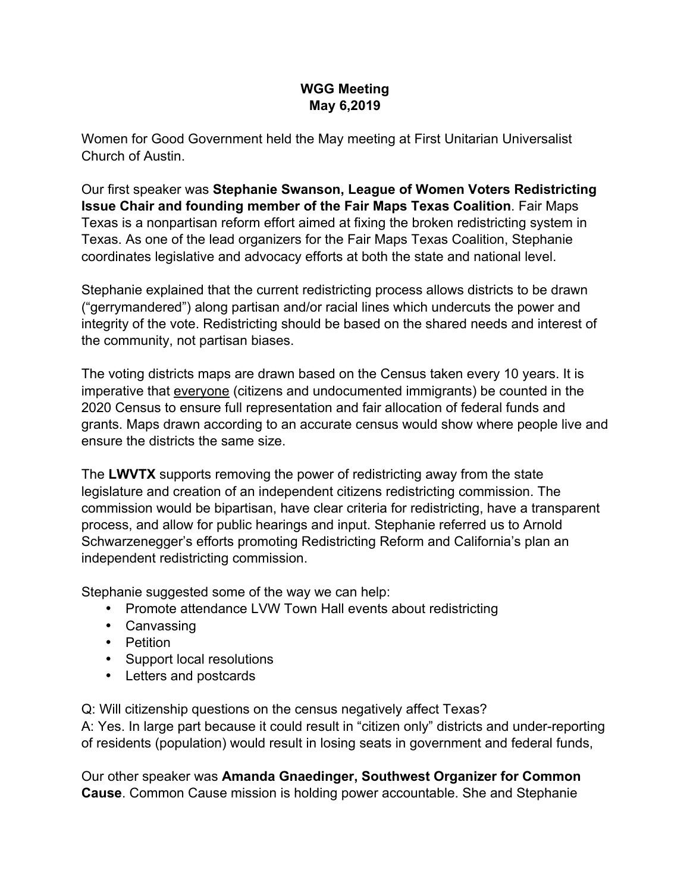# WGG Meeting
## May 6,2019

Women for Good Government held the May meeting at First Unitarian Universalist Church of Austin.

Our first speaker was **Stephanie Swanson, League of Women Voters Redistricting Issue Chair and founding member of the Fair Maps Texas Coalition**. Fair Maps Texas is a nonpartisan reform effort aimed at fixing the broken redistricting system in Texas. As one of the lead organizers for the Fair Maps Texas Coalition, Stephanie coordinates legislative and advocacy efforts at both the state and national level.

Stephanie explained that the current redistricting process allows districts to be drawn ("gerrymandered") along partisan and/or racial lines which undercuts the power and integrity of the vote. Redistricting should be based on the shared needs and interest of the community, not partisan biases.

The voting districts maps are drawn based on the Census taken every 10 years. It is imperative that <u>everyone</u> (citizens and undocumented immigrants) be counted in the 2020 Census to ensure full representation and fair allocation of federal funds and grants. Maps drawn according to an accurate census would show where people live and ensure the districts the same size.

The **LWVTX** supports removing the power of redistricting away from the state legislature and creation of an independent citizens redistricting commission. The commission would be bipartisan, have clear criteria for redistricting, have a transparent process, and allow for public hearings and input. Stephanie referred us to Arnold Schwarzenegger's efforts promoting Redistricting Reform and California's plan an independent redistricting commission.

Stephanie suggested some of the way we can help:

- Promote attendance LVW Town Hall events about redistricting
- Canvassing
- Petition
- Support local resolutions
- Letters and postcards

Q: Will citizenship questions on the census negatively affect Texas?
A: Yes. In large part because it could result in "citizen only" districts and under-reporting of residents (population) would result in losing seats in government and federal funds,

Our other speaker was **Amanda Gnaedinger, Southwest Organizer for Common Cause**. Common Cause mission is holding power accountable. She and Stephanie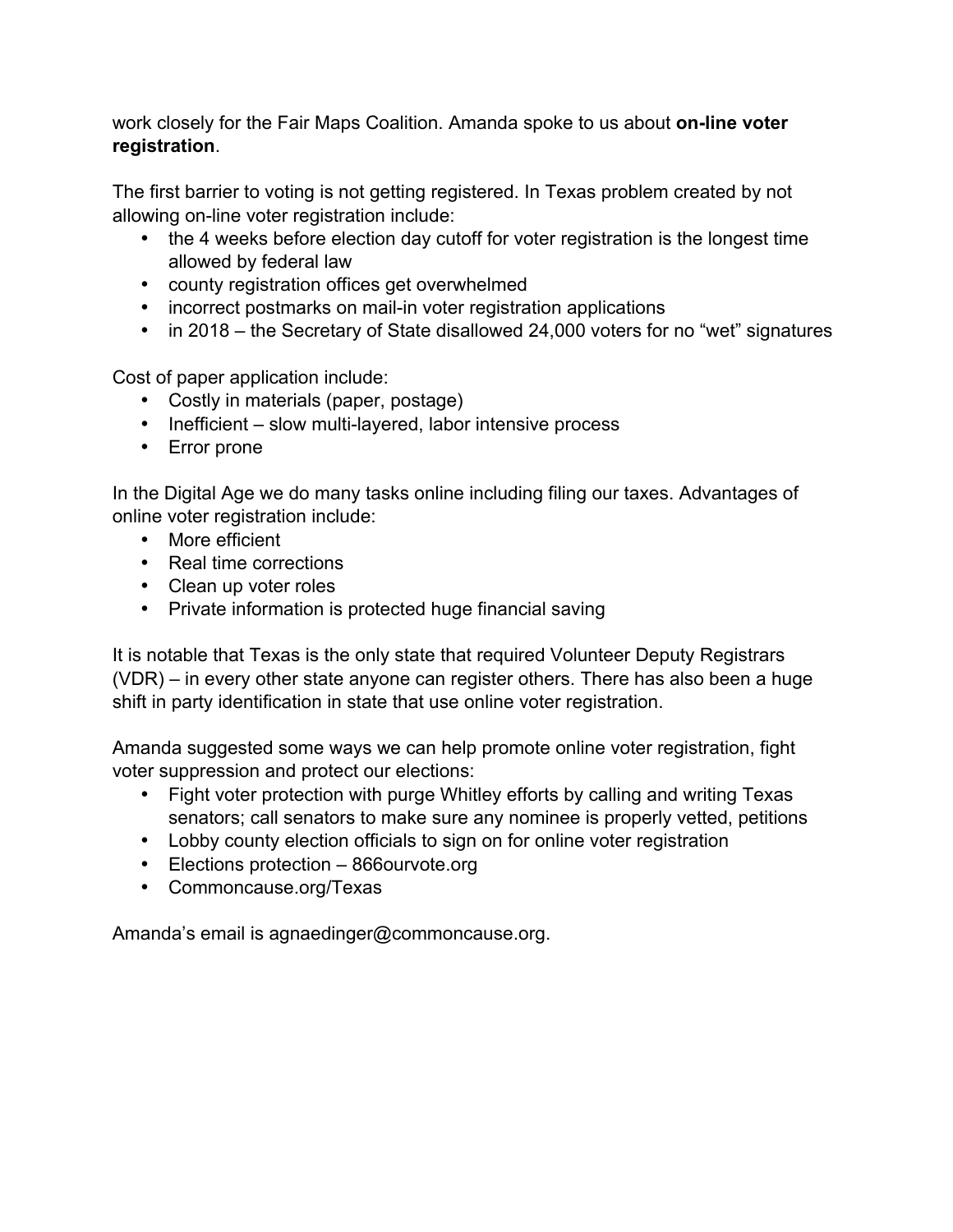work closely for the Fair Maps Coalition. Amanda spoke to us about **on-line voter registration**.

The first barrier to voting is not getting registered. In Texas problem created by not allowing on-line voter registration include:

- the 4 weeks before election day cutoff for voter registration is the longest time allowed by federal law
- county registration offices get overwhelmed
- incorrect postmarks on mail-in voter registration applications
- in 2018 – the Secretary of State disallowed 24,000 voters for no "wet" signatures

Cost of paper application include:

- Costly in materials (paper, postage)
- Inefficient – slow multi-layered, labor intensive process
- Error prone

In the Digital Age we do many tasks online including filing our taxes. Advantages of online voter registration include:

- More efficient
- Real time corrections
- Clean up voter roles
- Private information is protected huge financial saving

It is notable that Texas is the only state that required Volunteer Deputy Registrars (VDR) – in every other state anyone can register others. There has also been a huge shift in party identification in state that use online voter registration.

Amanda suggested some ways we can help promote online voter registration, fight voter suppression and protect our elections:

- Fight voter protection with purge Whitley efforts by calling and writing Texas senators; call senators to make sure any nominee is properly vetted, petitions
- Lobby county election officials to sign on for online voter registration
- Elections protection – 866ourvote.org
- Commoncause.org/Texas

Amanda's email is agnaedinger@commoncause.org.